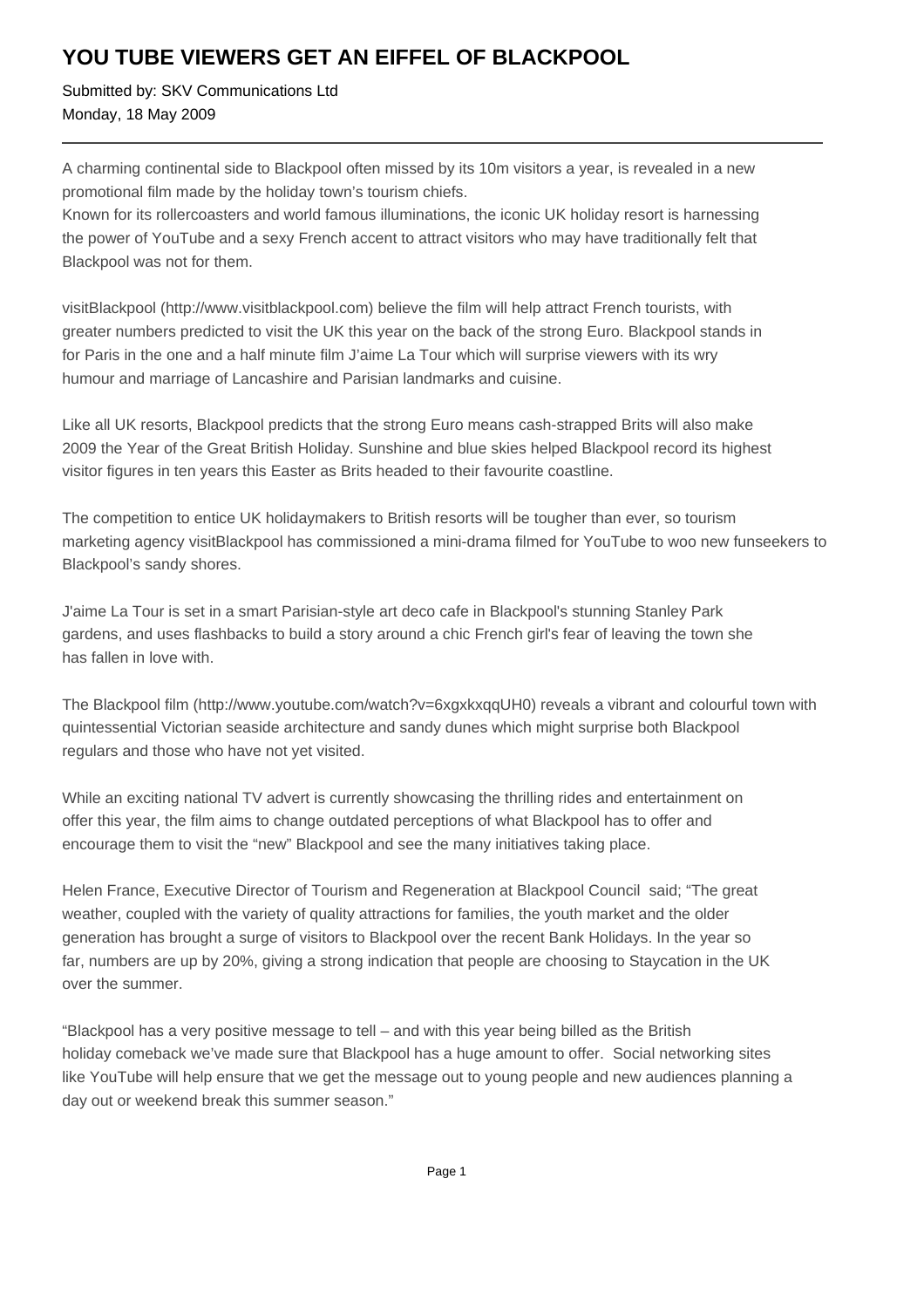# YOU TUBE VIEWERS GET AN EIFFEL OF BLACKPOOL

Submitted by: SKV Communications Ltd
Monday, 18 May 2009

---

A charming continental side to Blackpool often missed by its 10m visitors a year, is revealed in a new promotional film made by the holiday town's tourism chiefs.
Known for its rollercoasters and world famous illuminations, the iconic UK holiday resort is harnessing the power of YouTube and a sexy French accent to attract visitors who may have traditionally felt that Blackpool was not for them.

visitBlackpool (http://www.visitblackpool.com) believe the film will help attract French tourists, with greater numbers predicted to visit the UK this year on the back of the strong Euro. Blackpool stands in for Paris in the one and a half minute film J'aime La Tour which will surprise viewers with its wry humour and marriage of Lancashire and Parisian landmarks and cuisine.

Like all UK resorts, Blackpool predicts that the strong Euro means cash-strapped Brits will also make 2009 the Year of the Great British Holiday. Sunshine and blue skies helped Blackpool record its highest visitor figures in ten years this Easter as Brits headed to their favourite coastline.

The competition to entice UK holidaymakers to British resorts will be tougher than ever, so tourism marketing agency visitBlackpool has commissioned a mini-drama filmed for YouTube to woo new funseekers to Blackpool's sandy shores.

J'aime La Tour is set in a smart Parisian-style art deco cafe in Blackpool's stunning Stanley Park gardens, and uses flashbacks to build a story around a chic French girl's fear of leaving the town she has fallen in love with.

The Blackpool film (http://www.youtube.com/watch?v=6xgxkxqqUH0) reveals a vibrant and colourful town with quintessential Victorian seaside architecture and sandy dunes which might surprise both Blackpool regulars and those who have not yet visited.

While an exciting national TV advert is currently showcasing the thrilling rides and entertainment on offer this year, the film aims to change outdated perceptions of what Blackpool has to offer and encourage them to visit the "new" Blackpool and see the many initiatives taking place.

Helen France, Executive Director of Tourism and Regeneration at Blackpool Council said; "The great weather, coupled with the variety of quality attractions for families, the youth market and the older generation has brought a surge of visitors to Blackpool over the recent Bank Holidays. In the year so far, numbers are up by 20%, giving a strong indication that people are choosing to Staycation in the UK over the summer.

"Blackpool has a very positive message to tell – and with this year being billed as the British holiday comeback we've made sure that Blackpool has a huge amount to offer. Social networking sites like YouTube will help ensure that we get the message out to young people and new audiences planning a day out or weekend break this summer season."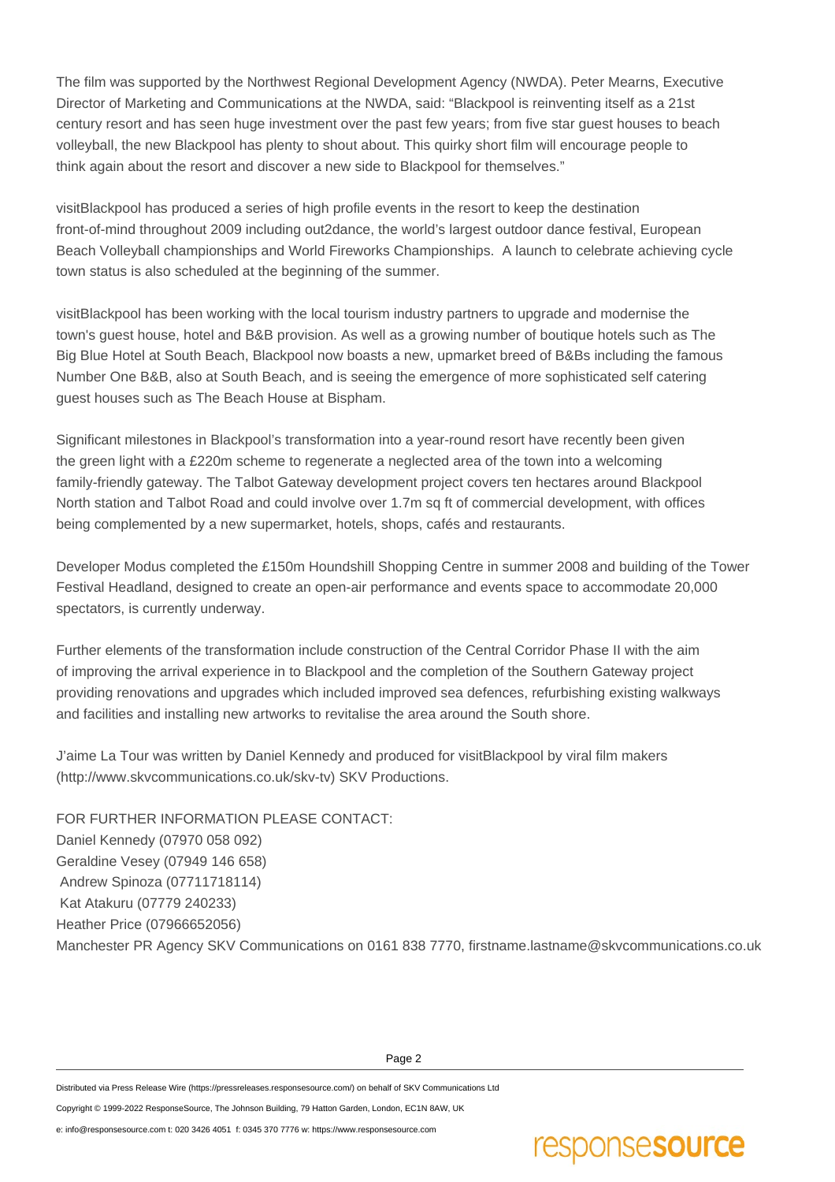The film was supported by the Northwest Regional Development Agency (NWDA). Peter Mearns, Executive Director of Marketing and Communications at the NWDA, said: "Blackpool is reinventing itself as a 21st century resort and has seen huge investment over the past few years; from five star guest houses to beach volleyball, the new Blackpool has plenty to shout about. This quirky short film will encourage people to think again about the resort and discover a new side to Blackpool for themselves."

visitBlackpool has produced a series of high profile events in the resort to keep the destination front-of-mind throughout 2009 including out2dance, the world's largest outdoor dance festival, European Beach Volleyball championships and World Fireworks Championships. A launch to celebrate achieving cycle town status is also scheduled at the beginning of the summer.

visitBlackpool has been working with the local tourism industry partners to upgrade and modernise the town's guest house, hotel and B&B provision. As well as a growing number of boutique hotels such as The Big Blue Hotel at South Beach, Blackpool now boasts a new, upmarket breed of B&Bs including the famous Number One B&B, also at South Beach, and is seeing the emergence of more sophisticated self catering guest houses such as The Beach House at Bispham.

Significant milestones in Blackpool's transformation into a year-round resort have recently been given the green light with a £220m scheme to regenerate a neglected area of the town into a welcoming family-friendly gateway. The Talbot Gateway development project covers ten hectares around Blackpool North station and Talbot Road and could involve over 1.7m sq ft of commercial development, with offices being complemented by a new supermarket, hotels, shops, cafés and restaurants.

Developer Modus completed the £150m Houndshill Shopping Centre in summer 2008 and building of the Tower Festival Headland, designed to create an open-air performance and events space to accommodate 20,000 spectators, is currently underway.

Further elements of the transformation include construction of the Central Corridor Phase II with the aim of improving the arrival experience in to Blackpool and the completion of the Southern Gateway project providing renovations and upgrades which included improved sea defences, refurbishing existing walkways and facilities and installing new artworks to revitalise the area around the South shore.

J'aime La Tour was written by Daniel Kennedy and produced for visitBlackpool by viral film makers (http://www.skvcommunications.co.uk/skv-tv) SKV Productions.

FOR FURTHER INFORMATION PLEASE CONTACT:
Daniel Kennedy (07970 058 092)
Geraldine Vesey (07949 146 658)
Andrew Spinoza (07711718114)
Kat Atakuru (07779 240233)
Heather Price (07966652056)
Manchester PR Agency SKV Communications on 0161 838 7770, firstname.lastname@skvcommunications.co.uk

Distributed via Press Release Wire (https://pressreleases.responsesource.com/) on behalf of SKV Communications Ltd

Copyright © 1999-2022 ResponseSource, The Johnson Building, 79 Hatton Garden, London, EC1N 8AW, UK

e: info@responsesource.com t: 020 3426 4051 f: 0345 370 7776 w: https://www.responsesource.com